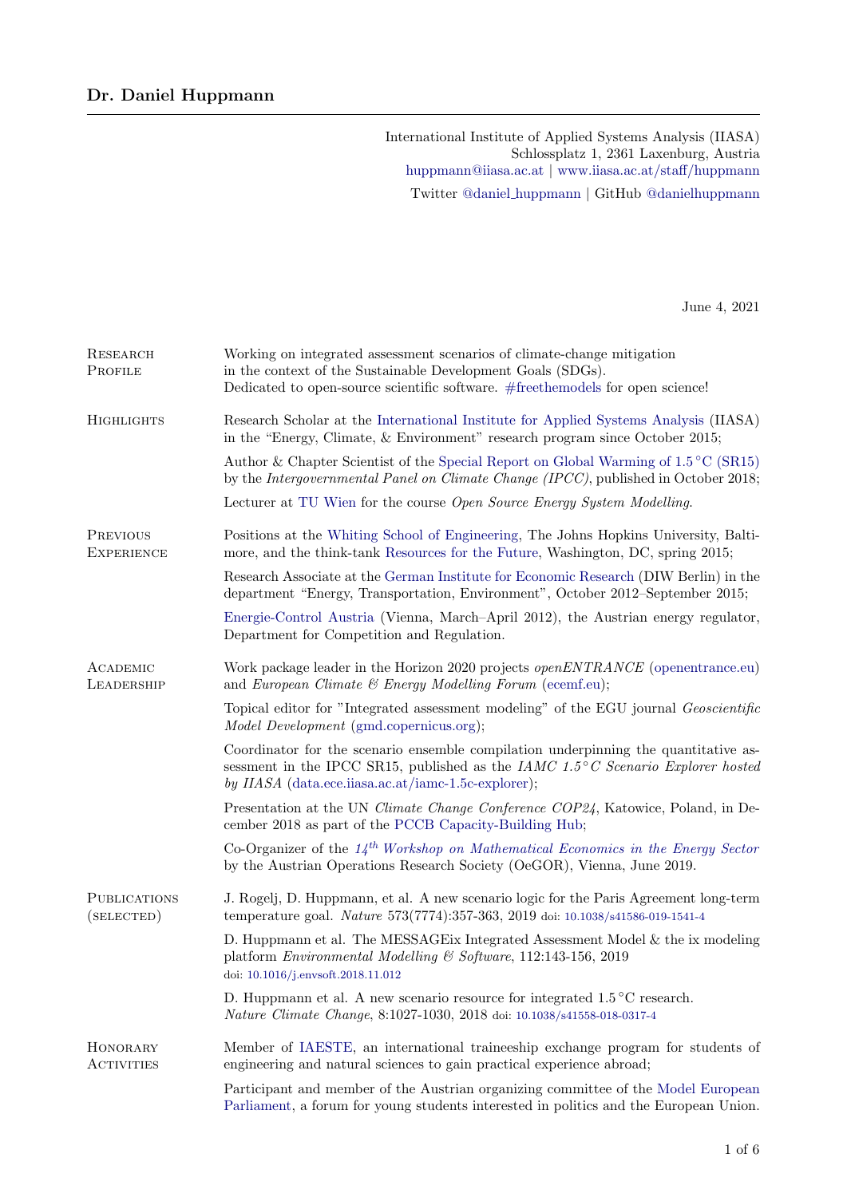# Dr. Daniel Huppmann

International Institute of Applied Systems Analysis (IIASA)
Schlossplatz 1, 2361 Laxenburg, Austria
huppmann@iiasa.ac.at | www.iiasa.ac.at/staff/huppmann

Twitter @daniel_huppmann | GitHub @danielhuppmann

June 4, 2021

## Research Profile

Working on integrated assessment scenarios of climate-change mitigation in the context of the Sustainable Development Goals (SDGs).
Dedicated to open-source scientific software. #freethemodels for open science!

## Highlights

Research Scholar at the International Institute for Applied Systems Analysis (IIASA) in the "Energy, Climate, & Environment" research program since October 2015;

Author & Chapter Scientist of the Special Report on Global Warming of 1.5 °C (SR15) by the *Intergovernmental Panel on Climate Change (IPCC)*, published in October 2018;

Lecturer at TU Wien for the course *Open Source Energy System Modelling*.

## Previous Experience

Positions at the Whiting School of Engineering, The Johns Hopkins University, Baltimore, and the think-tank Resources for the Future, Washington, DC, spring 2015;

Research Associate at the German Institute for Economic Research (DIW Berlin) in the department "Energy, Transportation, Environment", October 2012–September 2015;

Energie-Control Austria (Vienna, March–April 2012), the Austrian energy regulator, Department for Competition and Regulation.

## Academic Leadership

Work package leader in the Horizon 2020 projects *openENTRANCE* (openentrance.eu) and *European Climate & Energy Modelling Forum* (ecemf.eu);

Topical editor for "Integrated assessment modeling" of the EGU journal *Geoscientific Model Development* (gmd.copernicus.org);

Coordinator for the scenario ensemble compilation underpinning the quantitative assessment in the IPCC SR15, published as the *IAMC 1.5 °C Scenario Explorer hosted by IIASA* (data.ece.iiasa.ac.at/iamc-1.5c-explorer);

Presentation at the UN *Climate Change Conference COP24*, Katowice, Poland, in December 2018 as part of the PCCB Capacity-Building Hub;

Co-Organizer of the *14th Workshop on Mathematical Economics in the Energy Sector* by the Austrian Operations Research Society (OeGOR), Vienna, June 2019.

## Publications (selected)

J. Rogelj, D. Huppmann, et al. A new scenario logic for the Paris Agreement long-term temperature goal. *Nature* 573(7774):357-363, 2019 doi: 10.1038/s41586-019-1541-4

D. Huppmann et al. The MESSAGEix Integrated Assessment Model & the ix modeling platform *Environmental Modelling & Software*, 112:143-156, 2019 doi: 10.1016/j.envsoft.2018.11.012

D. Huppmann et al. A new scenario resource for integrated 1.5 °C research. *Nature Climate Change*, 8:1027-1030, 2018 doi: 10.1038/s41558-018-0317-4

## Honorary Activities

Member of IAESTE, an international traineeship exchange program for students of engineering and natural sciences to gain practical experience abroad;

Participant and member of the Austrian organizing committee of the Model European Parliament, a forum for young students interested in politics and the European Union.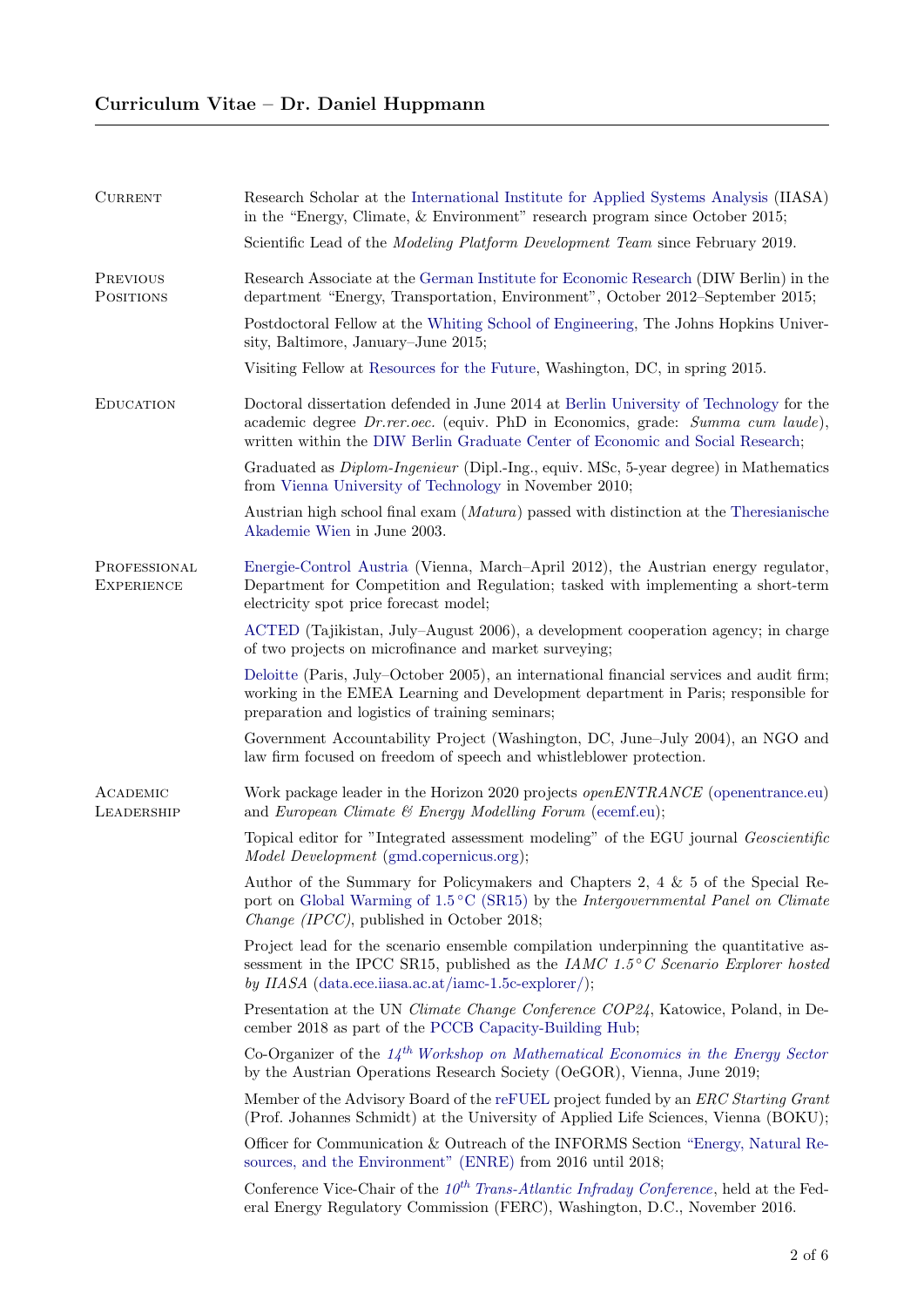## Curriculum Vitae – Dr. Daniel Huppmann

### Current

Research Scholar at the International Institute for Applied Systems Analysis (IIASA) in the "Energy, Climate, & Environment" research program since October 2015;

Scientific Lead of the *Modeling Platform Development Team* since February 2019.

### Previous Positions

Research Associate at the German Institute for Economic Research (DIW Berlin) in the department "Energy, Transportation, Environment", October 2012–September 2015;

Postdoctoral Fellow at the Whiting School of Engineering, The Johns Hopkins University, Baltimore, January–June 2015;

Visiting Fellow at Resources for the Future, Washington, DC, in spring 2015.

### Education

Doctoral dissertation defended in June 2014 at Berlin University of Technology for the academic degree *Dr.rer.oec.* (equiv. PhD in Economics, grade: *Summa cum laude*), written within the DIW Berlin Graduate Center of Economic and Social Research;

Graduated as *Diplom-Ingenieur* (Dipl.-Ing., equiv. MSc, 5-year degree) in Mathematics from Vienna University of Technology in November 2010;

Austrian high school final exam (*Matura*) passed with distinction at the Theresianische Akademie Wien in June 2003.

### Professional Experience

Energie-Control Austria (Vienna, March–April 2012), the Austrian energy regulator, Department for Competition and Regulation; tasked with implementing a short-term electricity spot price forecast model;

ACTED (Tajikistan, July–August 2006), a development cooperation agency; in charge of two projects on microfinance and market surveying;

Deloitte (Paris, July–October 2005), an international financial services and audit firm; working in the EMEA Learning and Development department in Paris; responsible for preparation and logistics of training seminars;

Government Accountability Project (Washington, DC, June–July 2004), an NGO and law firm focused on freedom of speech and whistleblower protection.

### Academic Leadership

Work package leader in the Horizon 2020 projects *openENTRANCE* (openentrance.eu) and *European Climate & Energy Modelling Forum* (ecemf.eu);

Topical editor for "Integrated assessment modeling" of the EGU journal *Geoscientific Model Development* (gmd.copernicus.org);

Author of the Summary for Policymakers and Chapters 2, 4 & 5 of the Special Report on Global Warming of 1.5 °C (SR15) by the *Intergovernmental Panel on Climate Change (IPCC)*, published in October 2018;

Project lead for the scenario ensemble compilation underpinning the quantitative assessment in the IPCC SR15, published as the *IAMC 1.5°C Scenario Explorer hosted by IIASA* (data.ece.iiasa.ac.at/iamc-1.5c-explorer/);

Presentation at the UN *Climate Change Conference COP24*, Katowice, Poland, in December 2018 as part of the PCCB Capacity-Building Hub;

Co-Organizer of the *14th Workshop on Mathematical Economics in the Energy Sector* by the Austrian Operations Research Society (OeGOR), Vienna, June 2019;

Member of the Advisory Board of the reFUEL project funded by an *ERC Starting Grant* (Prof. Johannes Schmidt) at the University of Applied Life Sciences, Vienna (BOKU);

Officer for Communication & Outreach of the INFORMS Section "Energy, Natural Resources, and the Environment" (ENRE) from 2016 until 2018;

Conference Vice-Chair of the *10th Trans-Atlantic Infraday Conference*, held at the Federal Energy Regulatory Commission (FERC), Washington, D.C., November 2016.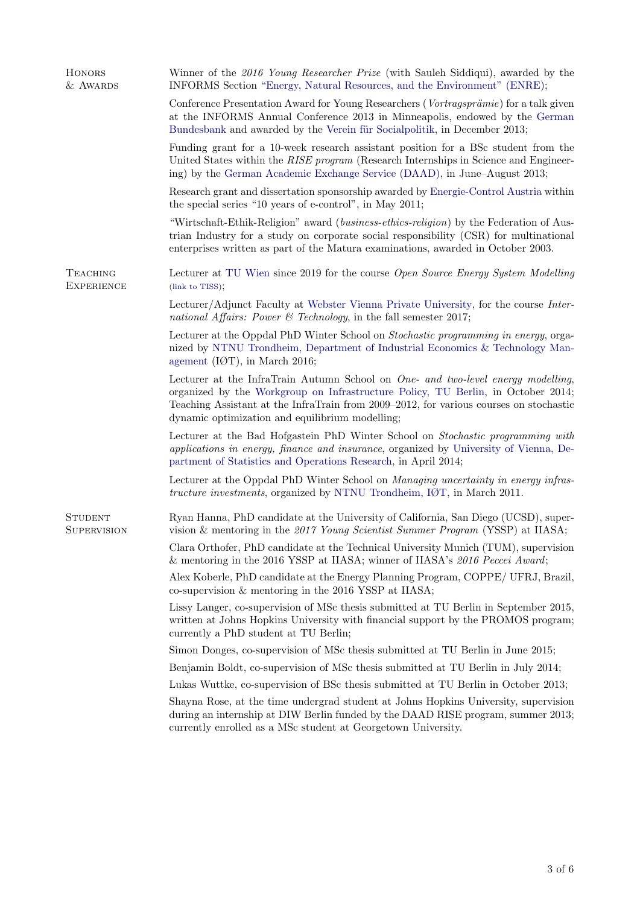## Honors & Awards

Winner of the *2016 Young Researcher Prize* (with Sauleh Siddiqui), awarded by the INFORMS Section "Energy, Natural Resources, and the Environment" (ENRE);

Conference Presentation Award for Young Researchers (*Vortragsprämie*) for a talk given at the INFORMS Annual Conference 2013 in Minneapolis, endowed by the German Bundesbank and awarded by the Verein für Socialpolitik, in December 2013;

Funding grant for a 10-week research assistant position for a BSc student from the United States within the *RISE program* (Research Internships in Science and Engineering) by the German Academic Exchange Service (DAAD), in June–August 2013;

Research grant and dissertation sponsorship awarded by Energie-Control Austria within the special series "10 years of e-control", in May 2011;

"Wirtschaft-Ethik-Religion" award (*business-ethics-religion*) by the Federation of Austrian Industry for a study on corporate social responsibility (CSR) for multinational enterprises written as part of the Matura examinations, awarded in October 2003.

## Teaching Experience

Lecturer at TU Wien since 2019 for the course *Open Source Energy System Modelling* (link to TISS);

Lecturer/Adjunct Faculty at Webster Vienna Private University, for the course *International Affairs: Power & Technology*, in the fall semester 2017;

Lecturer at the Oppdal PhD Winter School on *Stochastic programming in energy*, organized by NTNU Trondheim, Department of Industrial Economics & Technology Management (IØT), in March 2016;

Lecturer at the InfraTrain Autumn School on *One- and two-level energy modelling*, organized by the Workgroup on Infrastructure Policy, TU Berlin, in October 2014; Teaching Assistant at the InfraTrain from 2009–2012, for various courses on stochastic dynamic optimization and equilibrium modelling;

Lecturer at the Bad Hofgastein PhD Winter School on *Stochastic programming with applications in energy, finance and insurance*, organized by University of Vienna, Department of Statistics and Operations Research, in April 2014;

Lecturer at the Oppdal PhD Winter School on *Managing uncertainty in energy infrastructure investments*, organized by NTNU Trondheim, IØT, in March 2011.

## Student Supervision

Ryan Hanna, PhD candidate at the University of California, San Diego (UCSD), supervision & mentoring in the *2017 Young Scientist Summer Program* (YSSP) at IIASA;

Clara Orthofer, PhD candidate at the Technical University Munich (TUM), supervision & mentoring in the 2016 YSSP at IIASA; winner of IIASA's *2016 Peccei Award*;

Alex Koberle, PhD candidate at the Energy Planning Program, COPPE/ UFRJ, Brazil, co-supervision & mentoring in the 2016 YSSP at IIASA;

Lissy Langer, co-supervision of MSc thesis submitted at TU Berlin in September 2015, written at Johns Hopkins University with financial support by the PROMOS program; currently a PhD student at TU Berlin;

Simon Donges, co-supervision of MSc thesis submitted at TU Berlin in June 2015;

Benjamin Boldt, co-supervision of MSc thesis submitted at TU Berlin in July 2014;

Lukas Wuttke, co-supervision of BSc thesis submitted at TU Berlin in October 2013;

Shayna Rose, at the time undergrad student at Johns Hopkins University, supervision during an internship at DIW Berlin funded by the DAAD RISE program, summer 2013; currently enrolled as a MSc student at Georgetown University.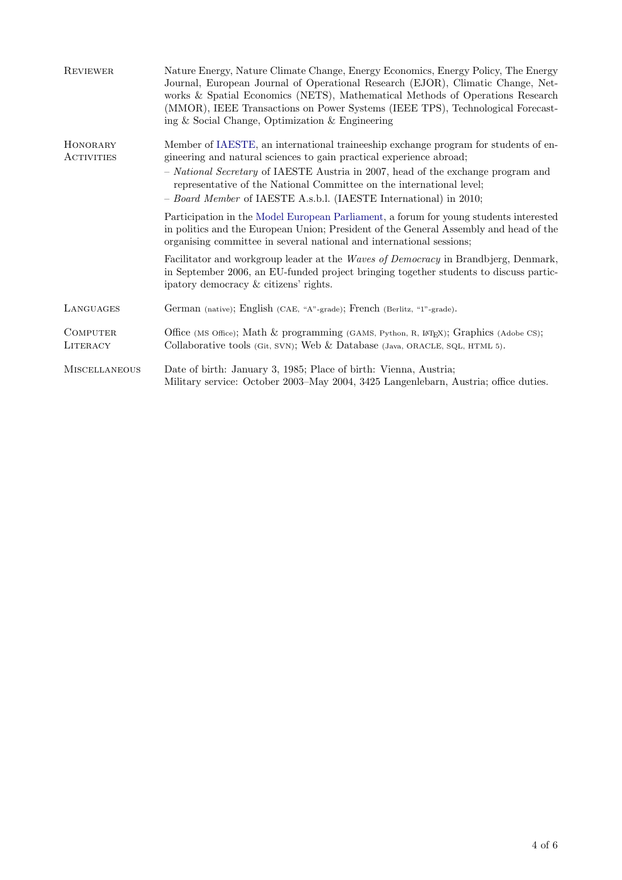**Reviewer**

Nature Energy, Nature Climate Change, Energy Economics, Energy Policy, The Energy Journal, European Journal of Operational Research (EJOR), Climatic Change, Networks & Spatial Economics (NETS), Mathematical Methods of Operations Research (MMOR), IEEE Transactions on Power Systems (IEEE TPS), Technological Forecasting & Social Change, Optimization & Engineering

**Honorary Activities**

Member of IAESTE, an international traineeship exchange program for students of engineering and natural sciences to gain practical experience abroad;

- *National Secretary* of IAESTE Austria in 2007, head of the exchange program and representative of the National Committee on the international level;
- *Board Member* of IAESTE A.s.b.l. (IAESTE International) in 2010;

Participation in the Model European Parliament, a forum for young students interested in politics and the European Union; President of the General Assembly and head of the organising committee in several national and international sessions;

Facilitator and workgroup leader at the *Waves of Democracy* in Brandbjerg, Denmark, in September 2006, an EU-funded project bringing together students to discuss participatory democracy & citizens' rights.

**Languages**

German (native); English (CAE, "A"-grade); French (Berlitz, "1"-grade).

**Computer Literacy**

Office (MS Office); Math & programming (GAMS, Python, R, LaTeX); Graphics (Adobe CS); Collaborative tools (Git, SVN); Web & Database (Java, ORACLE, SQL, HTML 5).

**Miscellaneous**

Date of birth: January 3, 1985; Place of birth: Vienna, Austria;
Military service: October 2003–May 2004, 3425 Langenlebarn, Austria; office duties.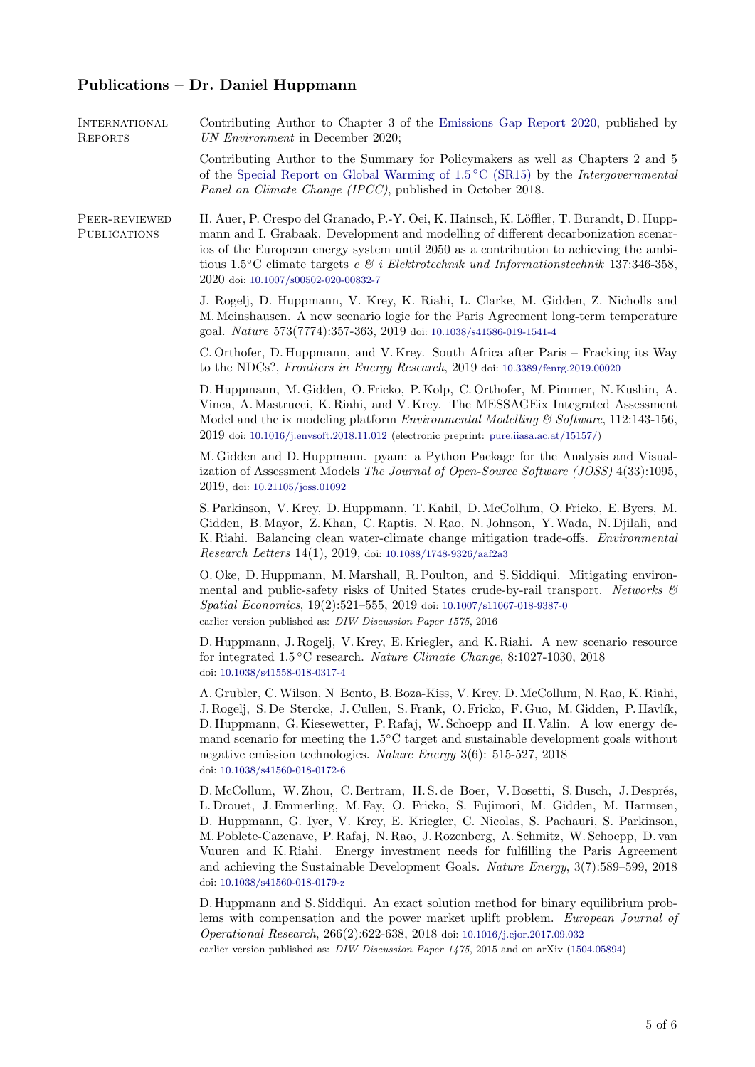## Publications – Dr. Daniel Huppmann

**International Reports**

Contributing Author to Chapter 3 of the Emissions Gap Report 2020, published by *UN Environment* in December 2020;

Contributing Author to the Summary for Policymakers as well as Chapters 2 and 5 of the Special Report on Global Warming of 1.5 °C (SR15) by the *Intergovernmental Panel on Climate Change (IPCC)*, published in October 2018.

**Peer-reviewed Publications**

H. Auer, P. Crespo del Granado, P.-Y. Oei, K. Hainsch, K. Löffler, T. Burandt, D. Huppmann and I. Grabaak. Development and modelling of different decarbonization scenarios of the European energy system until 2050 as a contribution to achieving the ambitious 1.5°C climate targets *e & i Elektrotechnik und Informationstechnik* 137:346-358, 2020 doi: 10.1007/s00502-020-00832-7

J. Rogelj, D. Huppmann, V. Krey, K. Riahi, L. Clarke, M. Gidden, Z. Nicholls and M. Meinshausen. A new scenario logic for the Paris Agreement long-term temperature goal. *Nature* 573(7774):357-363, 2019 doi: 10.1038/s41586-019-1541-4

C. Orthofer, D. Huppmann, and V. Krey. South Africa after Paris – Fracking its Way to the NDCs?, *Frontiers in Energy Research*, 2019 doi: 10.3389/fenrg.2019.00020

D. Huppmann, M. Gidden, O. Fricko, P. Kolp, C. Orthofer, M. Pimmer, N. Kushin, A. Vinca, A. Mastrucci, K. Riahi, and V. Krey. The MESSAGEix Integrated Assessment Model and the ix modeling platform *Environmental Modelling & Software*, 112:143-156, 2019 doi: 10.1016/j.envsoft.2018.11.012 (electronic preprint: pure.iiasa.ac.at/15157/)

M. Gidden and D. Huppmann. pyam: a Python Package for the Analysis and Visualization of Assessment Models *The Journal of Open-Source Software (JOSS)* 4(33):1095, 2019, doi: 10.21105/joss.01092

S. Parkinson, V. Krey, D. Huppmann, T. Kahil, D. McCollum, O. Fricko, E. Byers, M. Gidden, B. Mayor, Z. Khan, C. Raptis, N. Rao, N. Johnson, Y. Wada, N. Djilali, and K. Riahi. Balancing clean water-climate change mitigation trade-offs. *Environmental Research Letters* 14(1), 2019, doi: 10.1088/1748-9326/aaf2a3

O. Oke, D. Huppmann, M. Marshall, R. Poulton, and S. Siddiqui. Mitigating environmental and public-safety risks of United States crude-by-rail transport. *Networks & Spatial Economics*, 19(2):521–555, 2019 doi: 10.1007/s11067-018-9387-0
earlier version published as: *DIW Discussion Paper 1575*, 2016

D. Huppmann, J. Rogelj, V. Krey, E. Kriegler, and K. Riahi. A new scenario resource for integrated 1.5 °C research. *Nature Climate Change*, 8:1027-1030, 2018
doi: 10.1038/s41558-018-0317-4

A. Grubler, C. Wilson, N Bento, B. Boza-Kiss, V. Krey, D. McCollum, N. Rao, K. Riahi, J. Rogelj, S. De Stercke, J. Cullen, S. Frank, O. Fricko, F. Guo, M. Gidden, P. Havlík, D. Huppmann, G. Kiesewetter, P. Rafaj, W. Schoepp and H. Valin. A low energy demand scenario for meeting the 1.5°C target and sustainable development goals without negative emission technologies. *Nature Energy* 3(6): 515-527, 2018
doi: 10.1038/s41560-018-0172-6

D. McCollum, W. Zhou, C. Bertram, H. S. de Boer, V. Bosetti, S. Busch, J. Després, L. Drouet, J. Emmerling, M. Fay, O. Fricko, S. Fujimori, M. Gidden, M. Harmsen, D. Huppmann, G. Iyer, V. Krey, E. Kriegler, C. Nicolas, S. Pachauri, S. Parkinson, M. Poblete-Cazenave, P. Rafaj, N. Rao, J. Rozenberg, A. Schmitz, W. Schoepp, D. van Vuuren and K. Riahi. Energy investment needs for fulfilling the Paris Agreement and achieving the Sustainable Development Goals. *Nature Energy*, 3(7):589–599, 2018
doi: 10.1038/s41560-018-0179-z

D. Huppmann and S. Siddiqui. An exact solution method for binary equilibrium problems with compensation and the power market uplift problem. *European Journal of Operational Research*, 266(2):622-638, 2018 doi: 10.1016/j.ejor.2017.09.032
earlier version published as: *DIW Discussion Paper 1475*, 2015 and on arXiv (1504.05894)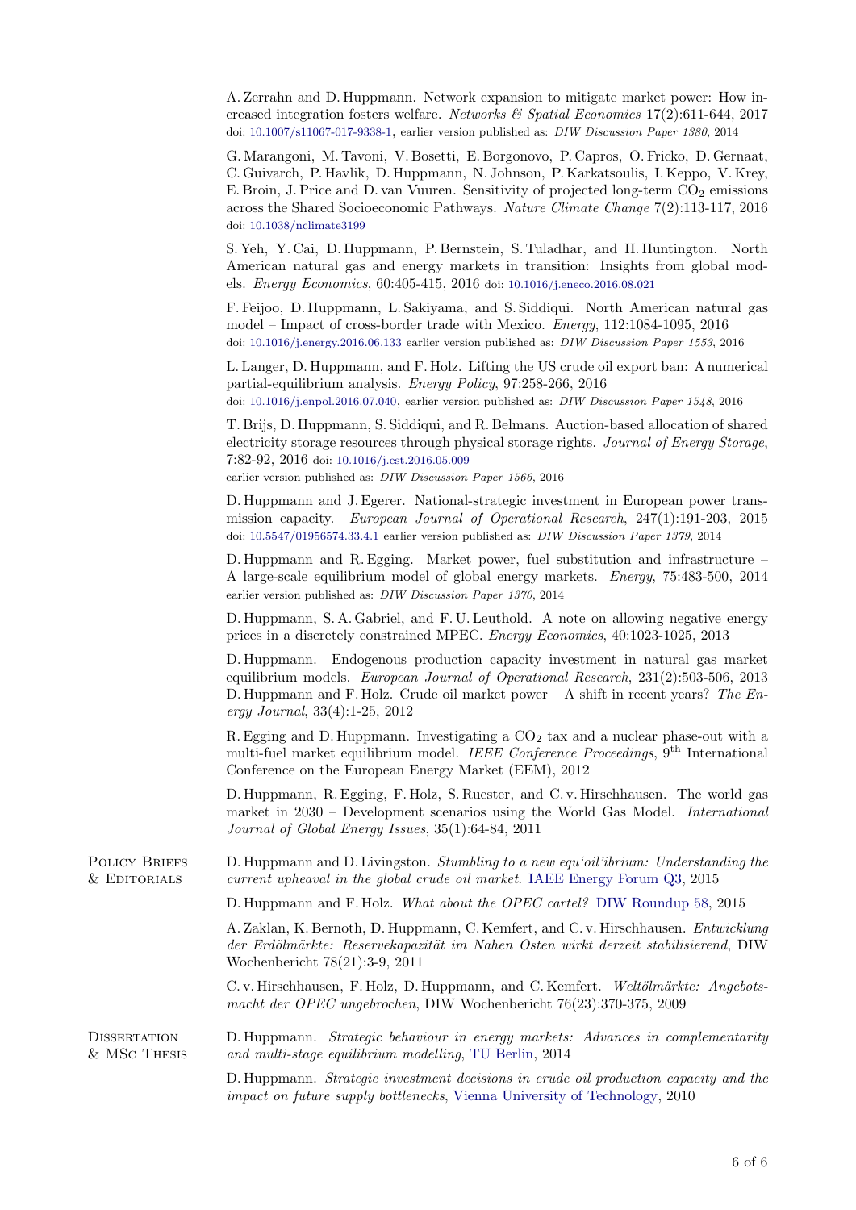A. Zerrahn and D. Huppmann. Network expansion to mitigate market power: How increased integration fosters welfare. *Networks & Spatial Economics* 17(2):611-644, 2017 doi: 10.1007/s11067-017-9338-1, earlier version published as: *DIW Discussion Paper 1380*, 2014

G. Marangoni, M. Tavoni, V. Bosetti, E. Borgonovo, P. Capros, O. Fricko, D. Gernaat, C. Guivarch, P. Havlik, D. Huppmann, N. Johnson, P. Karkatsoulis, I. Keppo, V. Krey, E. Broin, J. Price and D. van Vuuren. Sensitivity of projected long-term $CO_2$ emissions across the Shared Socioeconomic Pathways. *Nature Climate Change* 7(2):113-117, 2016 doi: 10.1038/nclimate3199

S. Yeh, Y. Cai, D. Huppmann, P. Bernstein, S. Tuladhar, and H. Huntington. North American natural gas and energy markets in transition: Insights from global models. *Energy Economics*, 60:405-415, 2016 doi: 10.1016/j.eneco.2016.08.021

F. Feijoo, D. Huppmann, L. Sakiyama, and S. Siddiqui. North American natural gas model – Impact of cross-border trade with Mexico. *Energy*, 112:1084-1095, 2016 doi: 10.1016/j.energy.2016.06.133 earlier version published as: *DIW Discussion Paper 1553*, 2016

L. Langer, D. Huppmann, and F. Holz. Lifting the US crude oil export ban: A numerical partial-equilibrium analysis. *Energy Policy*, 97:258-266, 2016 doi: 10.1016/j.enpol.2016.07.040, earlier version published as: *DIW Discussion Paper 1548*, 2016

T. Brijs, D. Huppmann, S. Siddiqui, and R. Belmans. Auction-based allocation of shared electricity storage resources through physical storage rights. *Journal of Energy Storage*, 7:82-92, 2016 doi: 10.1016/j.est.2016.05.009
earlier version published as: *DIW Discussion Paper 1566*, 2016

D. Huppmann and J. Egerer. National-strategic investment in European power transmission capacity. *European Journal of Operational Research*, 247(1):191-203, 2015 doi: 10.5547/01956574.33.4.1 earlier version published as: *DIW Discussion Paper 1379*, 2014

D. Huppmann and R. Egging. Market power, fuel substitution and infrastructure – A large-scale equilibrium model of global energy markets. *Energy*, 75:483-500, 2014 earlier version published as: *DIW Discussion Paper 1370*, 2014

D. Huppmann, S. A. Gabriel, and F. U. Leuthold. A note on allowing negative energy prices in a discretely constrained MPEC. *Energy Economics*, 40:1023-1025, 2013

D. Huppmann. Endogenous production capacity investment in natural gas market equilibrium models. *European Journal of Operational Research*, 231(2):503-506, 2013
D. Huppmann and F. Holz. Crude oil market power – A shift in recent years? *The Energy Journal*, 33(4):1-25, 2012

R. Egging and D. Huppmann. Investigating a $CO_2$ tax and a nuclear phase-out with a multi-fuel market equilibrium model. *IEEE Conference Proceedings*, $9^{\text{th}}$ International Conference on the European Energy Market (EEM), 2012

D. Huppmann, R. Egging, F. Holz, S. Ruester, and C. v. Hirschhausen. The world gas market in 2030 – Development scenarios using the World Gas Model. *International Journal of Global Energy Issues*, 35(1):64-84, 2011

## Policy Briefs & Editorials

D. Huppmann and D. Livingston. *Stumbling to a new equ'oil'ibrium: Understanding the current upheaval in the global crude oil market*. IAEE Energy Forum Q3, 2015

D. Huppmann and F. Holz. *What about the OPEC cartel?* DIW Roundup 58, 2015

A. Zaklan, K. Bernoth, D. Huppmann, C. Kemfert, and C. v. Hirschhausen. *Entwicklung der Erdölmärkte: Reservekapazität im Nahen Osten wirkt derzeit stabilisierend*, DIW Wochenbericht 78(21):3-9, 2011

C. v. Hirschhausen, F. Holz, D. Huppmann, and C. Kemfert. *Weltölmärkte: Angebotsmacht der OPEC ungebrochen*, DIW Wochenbericht 76(23):370-375, 2009

## Dissertation & MSc Thesis

D. Huppmann. *Strategic behaviour in energy markets: Advances in complementarity and multi-stage equilibrium modelling*, TU Berlin, 2014

D. Huppmann. *Strategic investment decisions in crude oil production capacity and the impact on future supply bottlenecks*, Vienna University of Technology, 2010